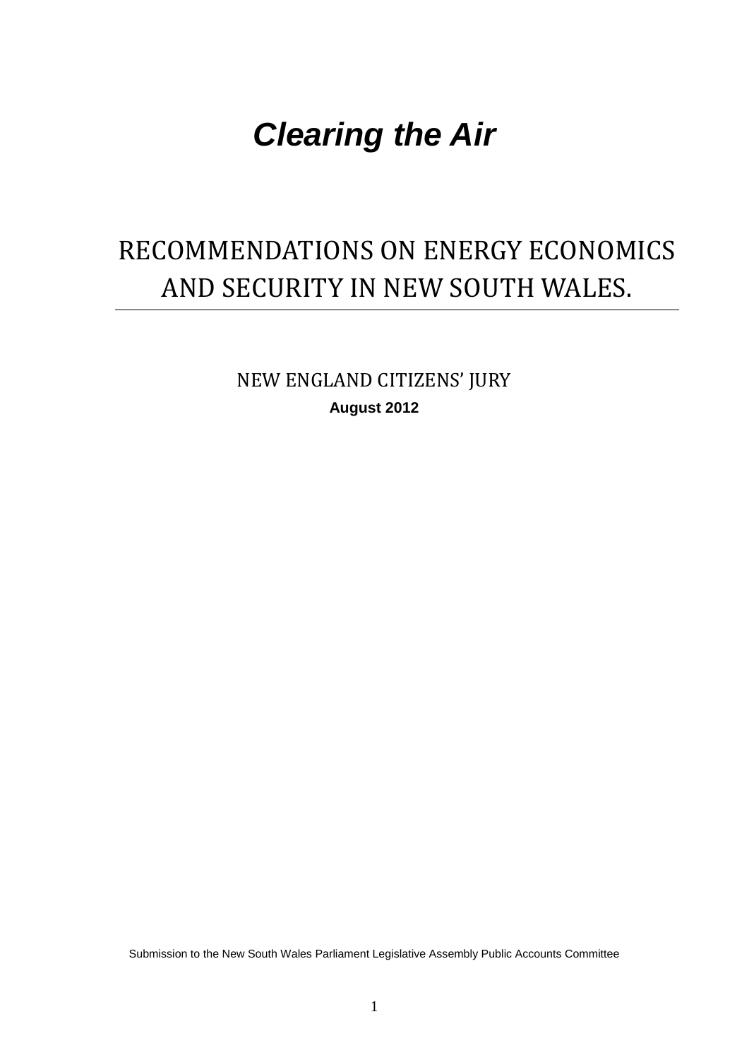# *Clearing the Air*

## RECOMMENDATIONS ON ENERGY ECONOMICS AND SECURITY IN NEW SOUTH WALES.

NEW ENGLAND CITIZENS' JURY

**August 2012**

Submission to the New South Wales Parliament Legislative Assembly Public Accounts Committee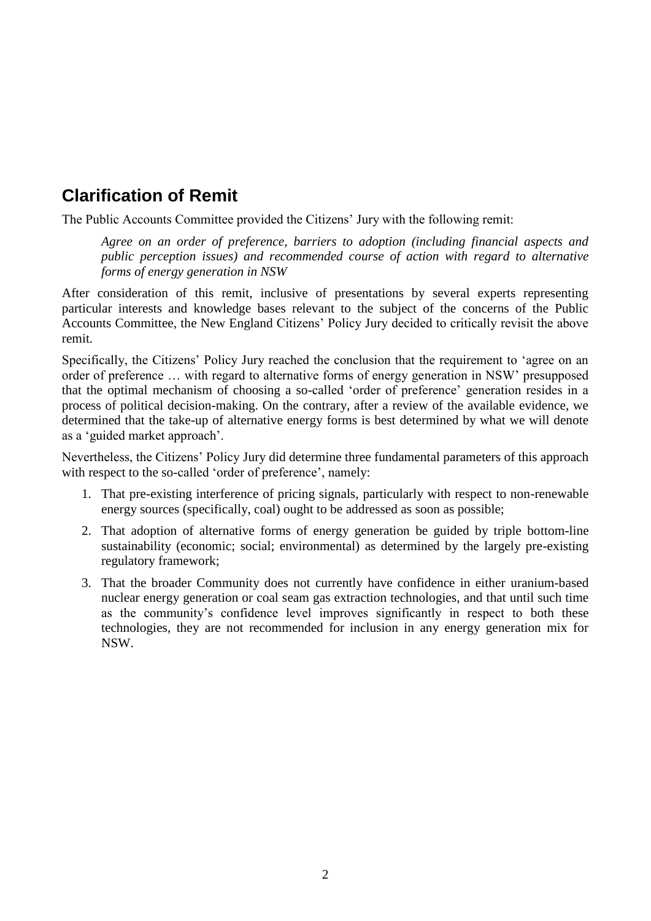## Clarification of Remit

The Public Accounts Committee provided the Citizens' Jury with the following remit:

> *Agree on an order of preference, barriers to adoption (including financial aspects and public perception issues) and recommended course of action with regard to alternative forms of energy generation in NSW*

After consideration of this remit, inclusive of presentations by several experts representing particular interests and knowledge bases relevant to the subject of the concerns of the Public Accounts Committee, the New England Citizens' Policy Jury decided to critically revisit the above remit.

Specifically, the Citizens' Policy Jury reached the conclusion that the requirement to 'agree on an order of preference … with regard to alternative forms of energy generation in NSW' presupposed that the optimal mechanism of choosing a so-called 'order of preference' generation resides in a process of political decision-making. On the contrary, after a review of the available evidence, we determined that the take-up of alternative energy forms is best determined by what we will denote as a 'guided market approach'.

Nevertheless, the Citizens' Policy Jury did determine three fundamental parameters of this approach with respect to the so-called 'order of preference', namely:

1. That pre-existing interference of pricing signals, particularly with respect to non-renewable energy sources (specifically, coal) ought to be addressed as soon as possible;
2. That adoption of alternative forms of energy generation be guided by triple bottom-line sustainability (economic; social; environmental) as determined by the largely pre-existing regulatory framework;
3. That the broader Community does not currently have confidence in either uranium-based nuclear energy generation or coal seam gas extraction technologies, and that until such time as the community's confidence level improves significantly in respect to both these technologies, they are not recommended for inclusion in any energy generation mix for NSW.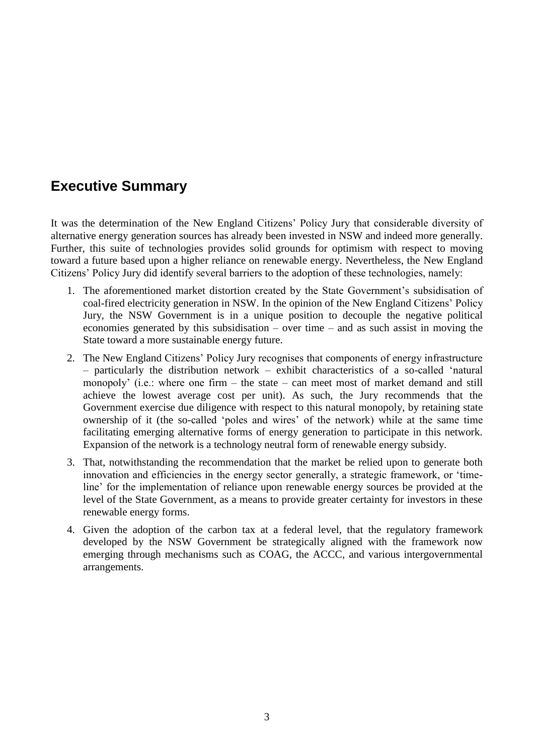## Executive Summary

It was the determination of the New England Citizens' Policy Jury that considerable diversity of alternative energy generation sources has already been invested in NSW and indeed more generally. Further, this suite of technologies provides solid grounds for optimism with respect to moving toward a future based upon a higher reliance on renewable energy. Nevertheless, the New England Citizens' Policy Jury did identify several barriers to the adoption of these technologies, namely:

1. The aforementioned market distortion created by the State Government's subsidisation of coal-fired electricity generation in NSW. In the opinion of the New England Citizens' Policy Jury, the NSW Government is in a unique position to decouple the negative political economies generated by this subsidisation – over time – and as such assist in moving the State toward a more sustainable energy future.
2. The New England Citizens' Policy Jury recognises that components of energy infrastructure – particularly the distribution network – exhibit characteristics of a so-called 'natural monopoly' (i.e.: where one firm – the state – can meet most of market demand and still achieve the lowest average cost per unit). As such, the Jury recommends that the Government exercise due diligence with respect to this natural monopoly, by retaining state ownership of it (the so-called 'poles and wires' of the network) while at the same time facilitating emerging alternative forms of energy generation to participate in this network. Expansion of the network is a technology neutral form of renewable energy subsidy.
3. That, notwithstanding the recommendation that the market be relied upon to generate both innovation and efficiencies in the energy sector generally, a strategic framework, or 'time-line' for the implementation of reliance upon renewable energy sources be provided at the level of the State Government, as a means to provide greater certainty for investors in these renewable energy forms.
4. Given the adoption of the carbon tax at a federal level, that the regulatory framework developed by the NSW Government be strategically aligned with the framework now emerging through mechanisms such as COAG, the ACCC, and various intergovernmental arrangements.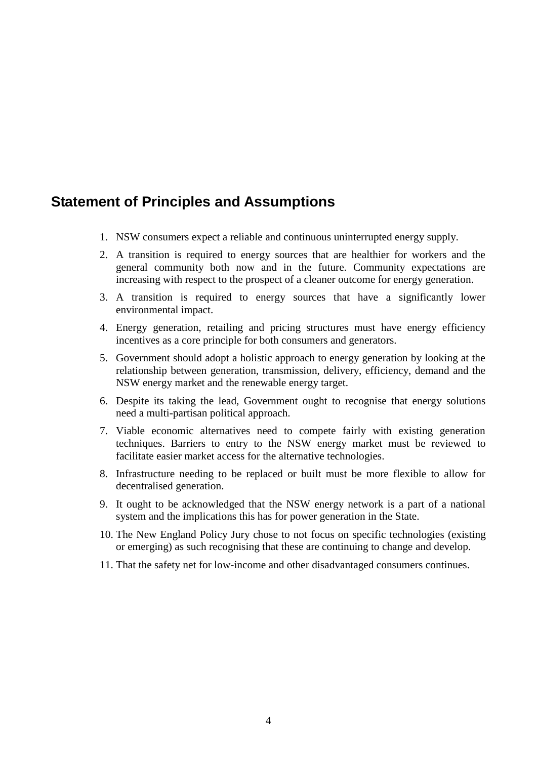## Statement of Principles and Assumptions

1. NSW consumers expect a reliable and continuous uninterrupted energy supply.
2. A transition is required to energy sources that are healthier for workers and the general community both now and in the future. Community expectations are increasing with respect to the prospect of a cleaner outcome for energy generation.
3. A transition is required to energy sources that have a significantly lower environmental impact.
4. Energy generation, retailing and pricing structures must have energy efficiency incentives as a core principle for both consumers and generators.
5. Government should adopt a holistic approach to energy generation by looking at the relationship between generation, transmission, delivery, efficiency, demand and the NSW energy market and the renewable energy target.
6. Despite its taking the lead, Government ought to recognise that energy solutions need a multi-partisan political approach.
7. Viable economic alternatives need to compete fairly with existing generation techniques. Barriers to entry to the NSW energy market must be reviewed to facilitate easier market access for the alternative technologies.
8. Infrastructure needing to be replaced or built must be more flexible to allow for decentralised generation.
9. It ought to be acknowledged that the NSW energy network is a part of a national system and the implications this has for power generation in the State.
10. The New England Policy Jury chose to not focus on specific technologies (existing or emerging) as such recognising that these are continuing to change and develop.
11. That the safety net for low-income and other disadvantaged consumers continues.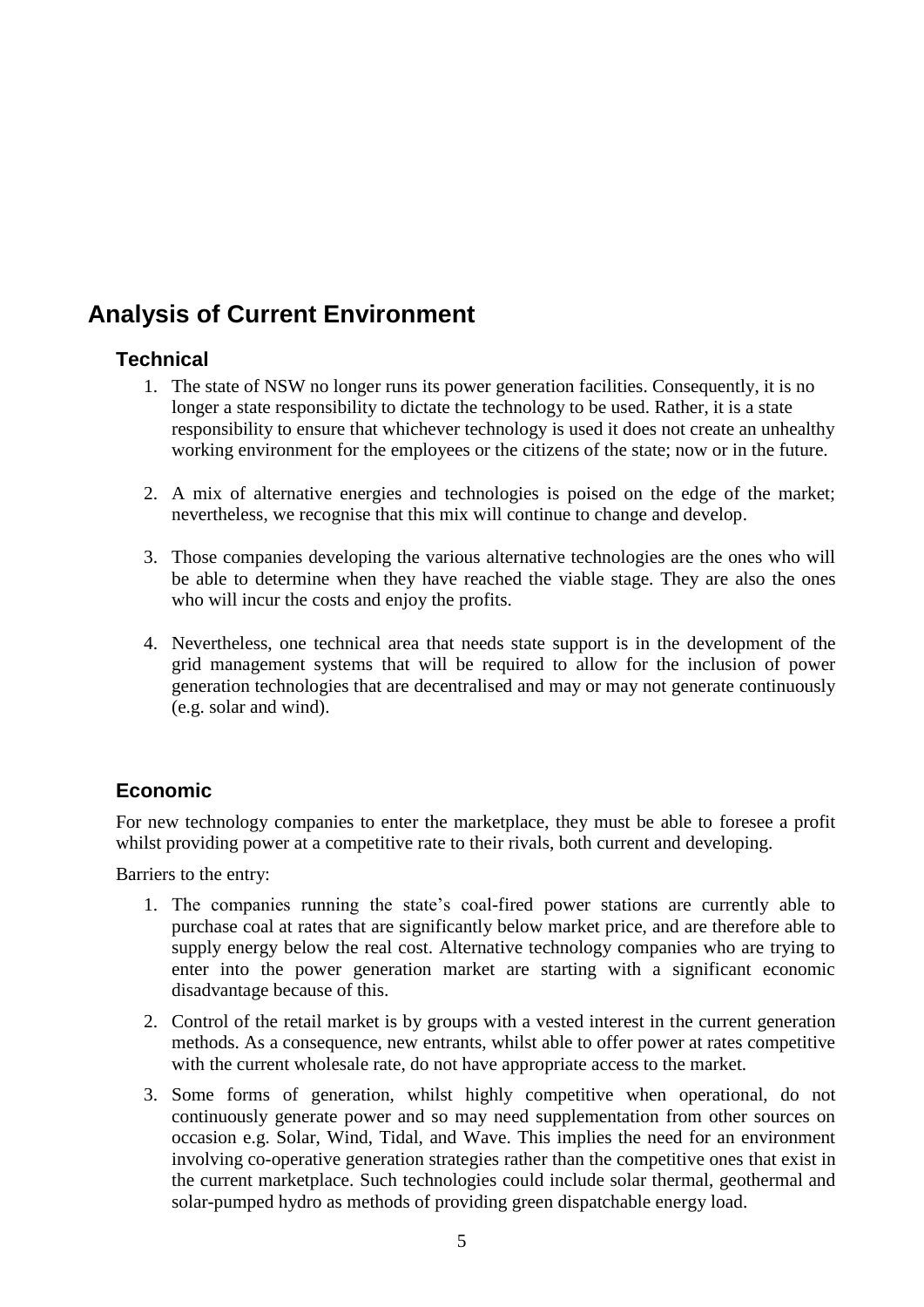## Analysis of Current Environment

### Technical

1. The state of NSW no longer runs its power generation facilities. Consequently, it is no longer a state responsibility to dictate the technology to be used. Rather, it is a state responsibility to ensure that whichever technology is used it does not create an unhealthy working environment for the employees or the citizens of the state; now or in the future.

2. A mix of alternative energies and technologies is poised on the edge of the market; nevertheless, we recognise that this mix will continue to change and develop.

3. Those companies developing the various alternative technologies are the ones who will be able to determine when they have reached the viable stage. They are also the ones who will incur the costs and enjoy the profits.

4. Nevertheless, one technical area that needs state support is in the development of the grid management systems that will be required to allow for the inclusion of power generation technologies that are decentralised and may or may not generate continuously (e.g. solar and wind).

### Economic

For new technology companies to enter the marketplace, they must be able to foresee a profit whilst providing power at a competitive rate to their rivals, both current and developing.

Barriers to the entry:

1. The companies running the state's coal-fired power stations are currently able to purchase coal at rates that are significantly below market price, and are therefore able to supply energy below the real cost. Alternative technology companies who are trying to enter into the power generation market are starting with a significant economic disadvantage because of this.
2. Control of the retail market is by groups with a vested interest in the current generation methods. As a consequence, new entrants, whilst able to offer power at rates competitive with the current wholesale rate, do not have appropriate access to the market.
3. Some forms of generation, whilst highly competitive when operational, do not continuously generate power and so may need supplementation from other sources on occasion e.g. Solar, Wind, Tidal, and Wave. This implies the need for an environment involving co-operative generation strategies rather than the competitive ones that exist in the current marketplace. Such technologies could include solar thermal, geothermal and solar-pumped hydro as methods of providing green dispatchable energy load.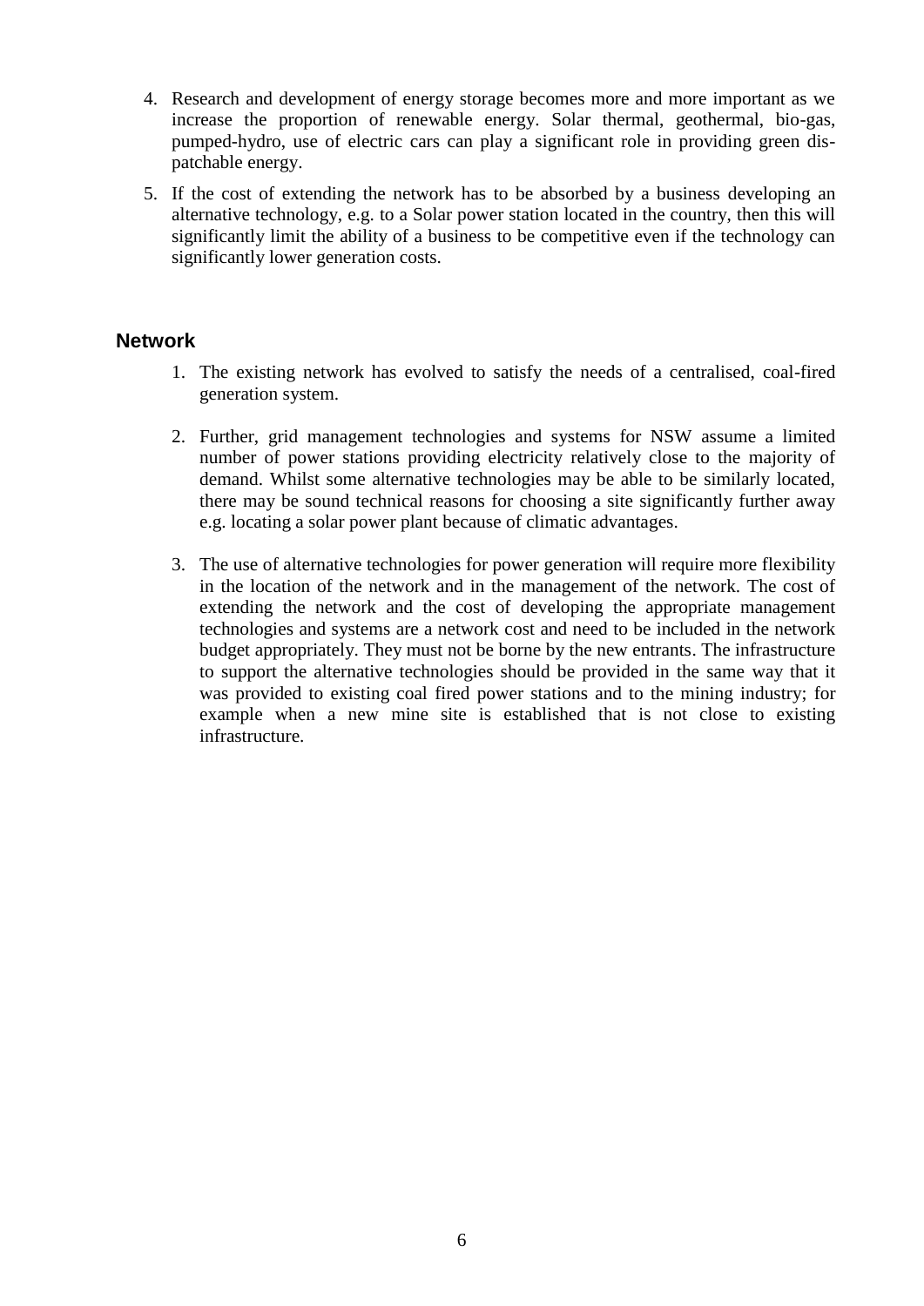4. Research and development of energy storage becomes more and more important as we increase the proportion of renewable energy. Solar thermal, geothermal, bio-gas, pumped-hydro, use of electric cars can play a significant role in providing green dispatchable energy.
5. If the cost of extending the network has to be absorbed by a business developing an alternative technology, e.g. to a Solar power station located in the country, then this will significantly limit the ability of a business to be competitive even if the technology can significantly lower generation costs.

## Network

1. The existing network has evolved to satisfy the needs of a centralised, coal-fired generation system.

2. Further, grid management technologies and systems for NSW assume a limited number of power stations providing electricity relatively close to the majority of demand. Whilst some alternative technologies may be able to be similarly located, there may be sound technical reasons for choosing a site significantly further away e.g. locating a solar power plant because of climatic advantages.

3. The use of alternative technologies for power generation will require more flexibility in the location of the network and in the management of the network. The cost of extending the network and the cost of developing the appropriate management technologies and systems are a network cost and need to be included in the network budget appropriately. They must not be borne by the new entrants. The infrastructure to support the alternative technologies should be provided in the same way that it was provided to existing coal fired power stations and to the mining industry; for example when a new mine site is established that is not close to existing infrastructure.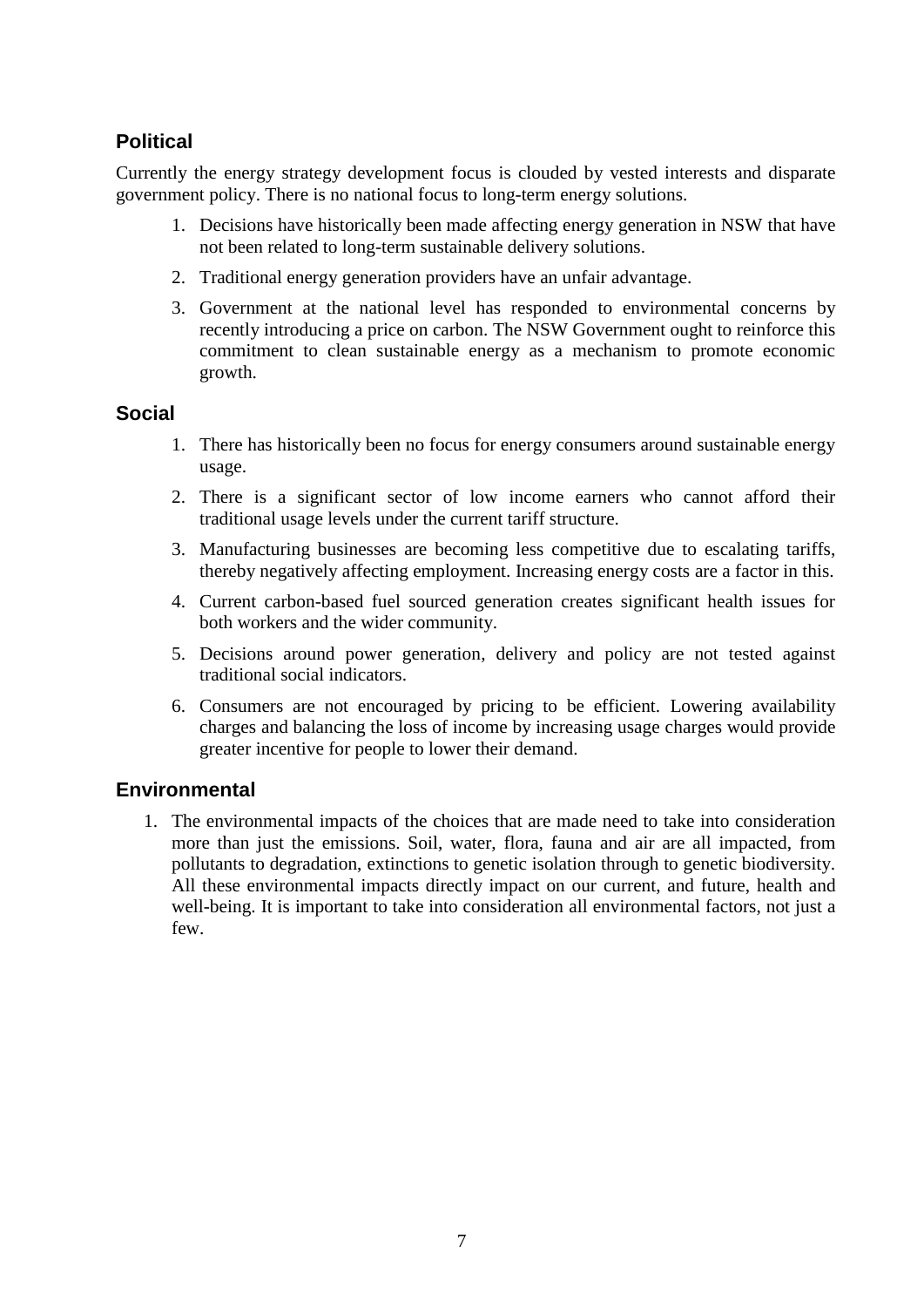## Political

Currently the energy strategy development focus is clouded by vested interests and disparate government policy. There is no national focus to long-term energy solutions.

1. Decisions have historically been made affecting energy generation in NSW that have not been related to long-term sustainable delivery solutions.
2. Traditional energy generation providers have an unfair advantage.
3. Government at the national level has responded to environmental concerns by recently introducing a price on carbon. The NSW Government ought to reinforce this commitment to clean sustainable energy as a mechanism to promote economic growth.

## Social

1. There has historically been no focus for energy consumers around sustainable energy usage.
2. There is a significant sector of low income earners who cannot afford their traditional usage levels under the current tariff structure.
3. Manufacturing businesses are becoming less competitive due to escalating tariffs, thereby negatively affecting employment. Increasing energy costs are a factor in this.
4. Current carbon-based fuel sourced generation creates significant health issues for both workers and the wider community.
5. Decisions around power generation, delivery and policy are not tested against traditional social indicators.
6. Consumers are not encouraged by pricing to be efficient. Lowering availability charges and balancing the loss of income by increasing usage charges would provide greater incentive for people to lower their demand.

## Environmental

1. The environmental impacts of the choices that are made need to take into consideration more than just the emissions. Soil, water, flora, fauna and air are all impacted, from pollutants to degradation, extinctions to genetic isolation through to genetic biodiversity. All these environmental impacts directly impact on our current, and future, health and well-being. It is important to take into consideration all environmental factors, not just a few.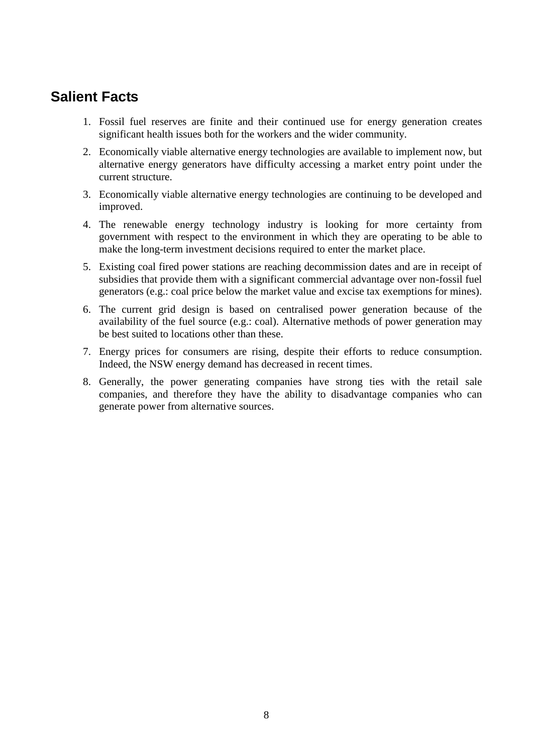## Salient Facts

1. Fossil fuel reserves are finite and their continued use for energy generation creates significant health issues both for the workers and the wider community.
2. Economically viable alternative energy technologies are available to implement now, but alternative energy generators have difficulty accessing a market entry point under the current structure.
3. Economically viable alternative energy technologies are continuing to be developed and improved.
4. The renewable energy technology industry is looking for more certainty from government with respect to the environment in which they are operating to be able to make the long-term investment decisions required to enter the market place.
5. Existing coal fired power stations are reaching decommission dates and are in receipt of subsidies that provide them with a significant commercial advantage over non-fossil fuel generators (e.g.: coal price below the market value and excise tax exemptions for mines).
6. The current grid design is based on centralised power generation because of the availability of the fuel source (e.g.: coal). Alternative methods of power generation may be best suited to locations other than these.
7. Energy prices for consumers are rising, despite their efforts to reduce consumption. Indeed, the NSW energy demand has decreased in recent times.
8. Generally, the power generating companies have strong ties with the retail sale companies, and therefore they have the ability to disadvantage companies who can generate power from alternative sources.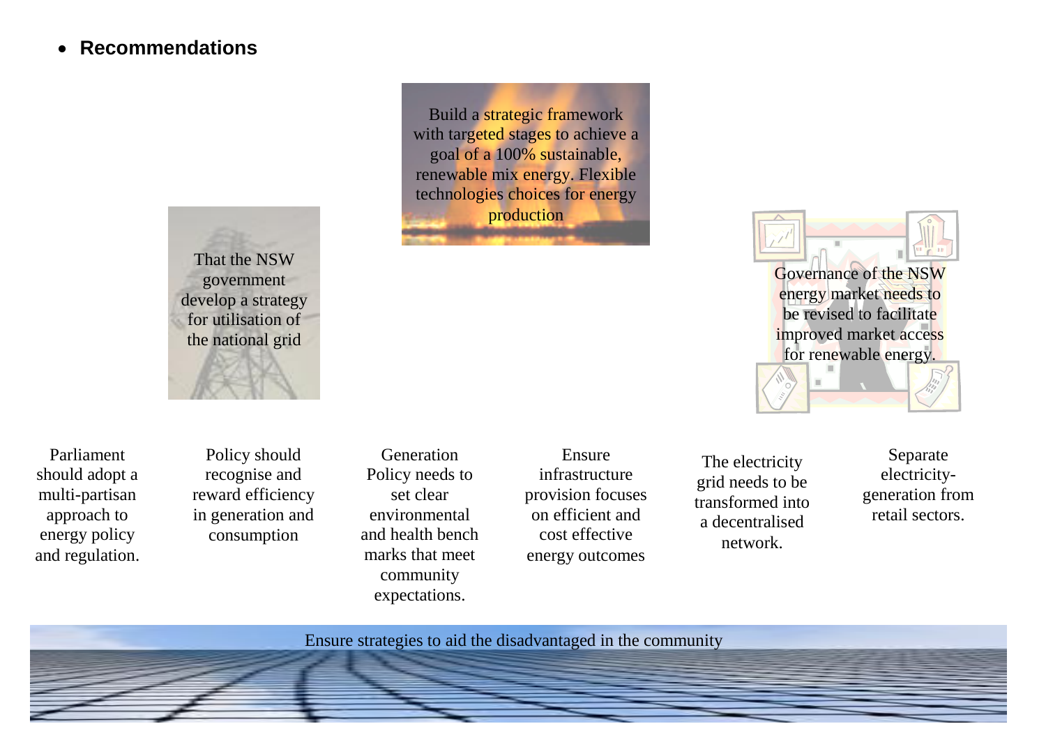- **Recommendations**

Build a strategic framework with targeted stages to achieve a goal of a 100% sustainable, renewable mix energy. Flexible technologies choices for energy production

That the NSW government develop a strategy for utilisation of the national grid

Governance of the NSW energy market needs to be revised to facilitate improved market access for renewable energy.

Parliament should adopt a multi-partisan approach to energy policy and regulation.

Policy should recognise and reward efficiency in generation and consumption

Generation Policy needs to set clear environmental and health bench marks that meet community expectations.

Ensure infrastructure provision focuses on efficient and cost effective energy outcomes

The electricity grid needs to be transformed into a decentralised network.

Separate electricity-generation from retail sectors.

Ensure strategies to aid the disadvantaged in the community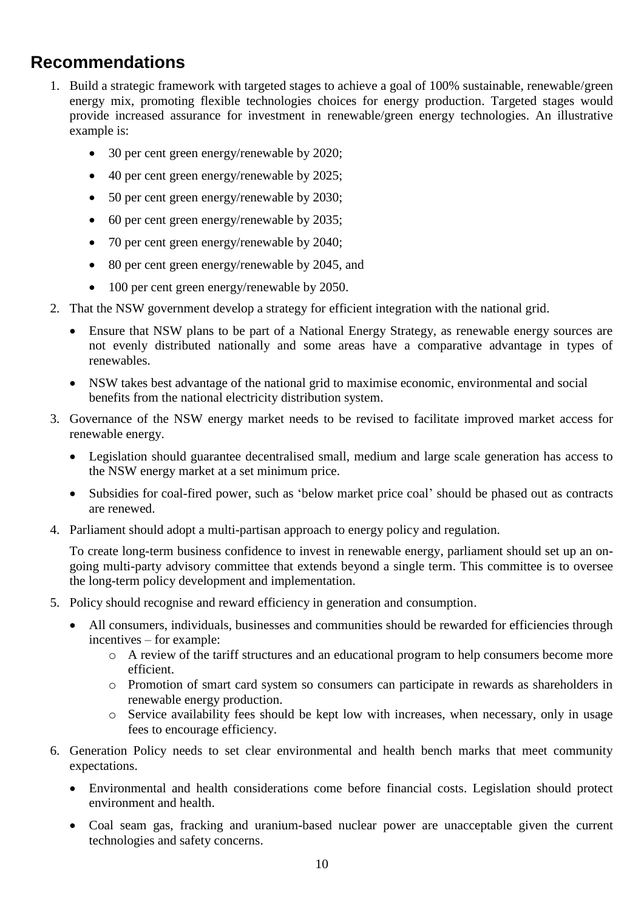## Recommendations

1. Build a strategic framework with targeted stages to achieve a goal of 100% sustainable, renewable/green energy mix, promoting flexible technologies choices for energy production. Targeted stages would provide increased assurance for investment in renewable/green energy technologies. An illustrative example is:

   - 30 per cent green energy/renewable by 2020;
   - 40 per cent green energy/renewable by 2025;
   - 50 per cent green energy/renewable by 2030;
   - 60 per cent green energy/renewable by 2035;
   - 70 per cent green energy/renewable by 2040;
   - 80 per cent green energy/renewable by 2045, and
   - 100 per cent green energy/renewable by 2050.

2. That the NSW government develop a strategy for efficient integration with the national grid.

   - Ensure that NSW plans to be part of a National Energy Strategy, as renewable energy sources are not evenly distributed nationally and some areas have a comparative advantage in types of renewables.
   - NSW takes best advantage of the national grid to maximise economic, environmental and social benefits from the national electricity distribution system.

3. Governance of the NSW energy market needs to be revised to facilitate improved market access for renewable energy.

   - Legislation should guarantee decentralised small, medium and large scale generation has access to the NSW energy market at a set minimum price.
   - Subsidies for coal-fired power, such as 'below market price coal' should be phased out as contracts are renewed.

4. Parliament should adopt a multi-partisan approach to energy policy and regulation.

   To create long-term business confidence to invest in renewable energy, parliament should set up an on-going multi-party advisory committee that extends beyond a single term. This committee is to oversee the long-term policy development and implementation.

5. Policy should recognise and reward efficiency in generation and consumption.

   - All consumers, individuals, businesses and communities should be rewarded for efficiencies through incentives – for example:
     - A review of the tariff structures and an educational program to help consumers become more efficient.
     - Promotion of smart card system so consumers can participate in rewards as shareholders in renewable energy production.
     - Service availability fees should be kept low with increases, when necessary, only in usage fees to encourage efficiency.

6. Generation Policy needs to set clear environmental and health bench marks that meet community expectations.

   - Environmental and health considerations come before financial costs. Legislation should protect environment and health.
   - Coal seam gas, fracking and uranium-based nuclear power are unacceptable given the current technologies and safety concerns.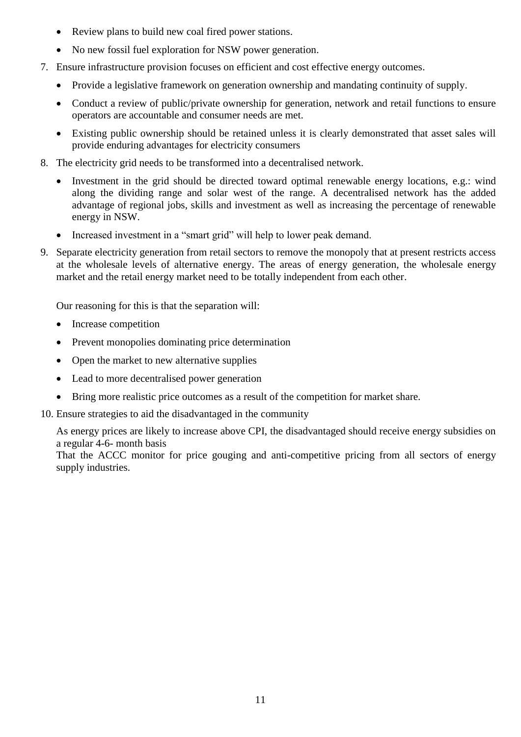- Review plans to build new coal fired power stations.
- No new fossil fuel exploration for NSW power generation.

7. Ensure infrastructure provision focuses on efficient and cost effective energy outcomes.
   - Provide a legislative framework on generation ownership and mandating continuity of supply.
   - Conduct a review of public/private ownership for generation, network and retail functions to ensure operators are accountable and consumer needs are met.
   - Existing public ownership should be retained unless it is clearly demonstrated that asset sales will provide enduring advantages for electricity consumers
8. The electricity grid needs to be transformed into a decentralised network.
   - Investment in the grid should be directed toward optimal renewable energy locations, e.g.: wind along the dividing range and solar west of the range. A decentralised network has the added advantage of regional jobs, skills and investment as well as increasing the percentage of renewable energy in NSW.
   - Increased investment in a "smart grid" will help to lower peak demand.
9. Separate electricity generation from retail sectors to remove the monopoly that at present restricts access at the wholesale levels of alternative energy. The areas of energy generation, the wholesale energy market and the retail energy market need to be totally independent from each other.

   Our reasoning for this is that the separation will:
   - Increase competition
   - Prevent monopolies dominating price determination
   - Open the market to new alternative supplies
   - Lead to more decentralised power generation
   - Bring more realistic price outcomes as a result of the competition for market share.
10. Ensure strategies to aid the disadvantaged in the community

    As energy prices are likely to increase above CPI, the disadvantaged should receive energy subsidies on a regular 4-6- month basis
    That the ACCC monitor for price gouging and anti-competitive pricing from all sectors of energy supply industries.